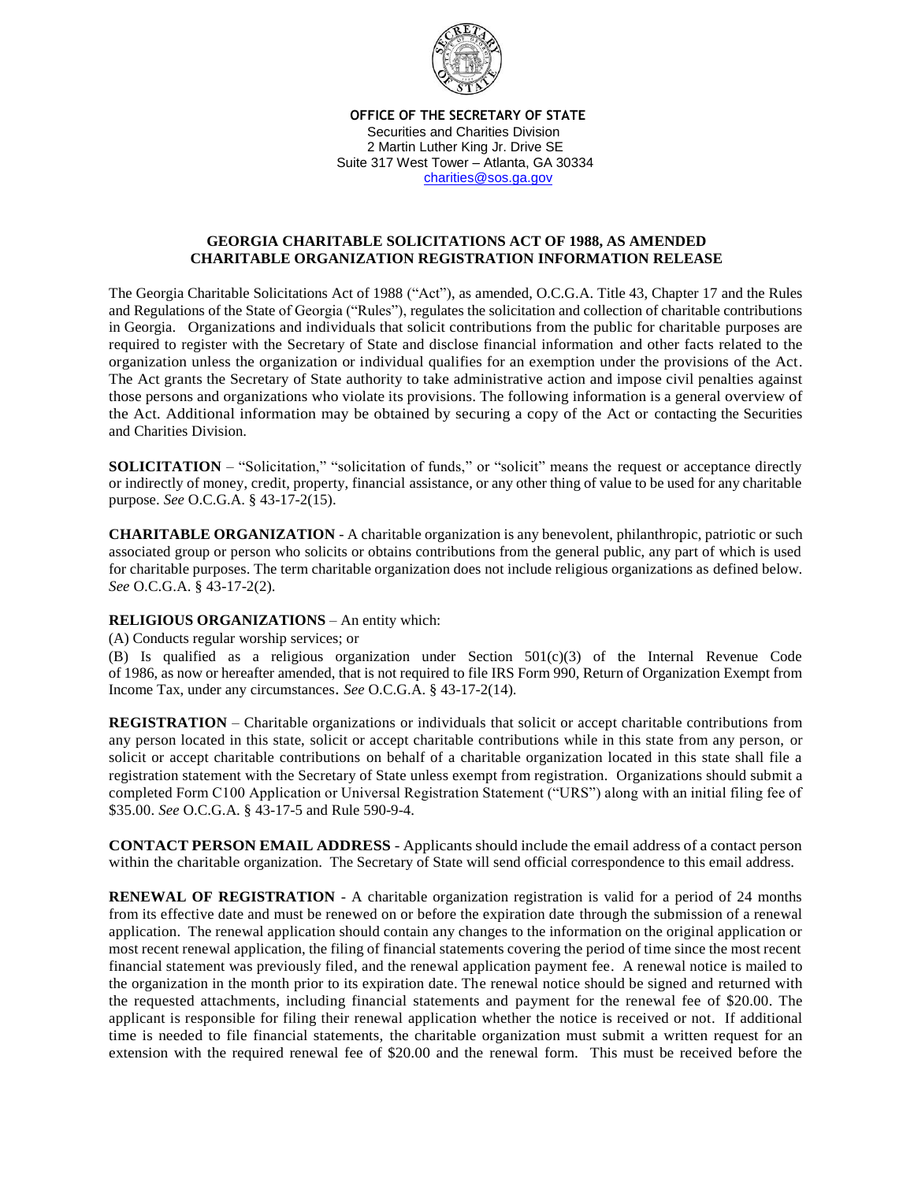**OFFICE OF THE SECRETARY OF STATE**
Securities and Charities Division
2 Martin Luther King Jr. Drive SE
Suite 317 West Tower – Atlanta, GA 30334
charities@sos.ga.gov

## GEORGIA CHARITABLE SOLICITATIONS ACT OF 1988, AS AMENDED
## CHARITABLE ORGANIZATION REGISTRATION INFORMATION RELEASE

The Georgia Charitable Solicitations Act of 1988 ("Act"), as amended, O.C.G.A. Title 43, Chapter 17 and the Rules and Regulations of the State of Georgia ("Rules"), regulates the solicitation and collection of charitable contributions in Georgia. Organizations and individuals that solicit contributions from the public for charitable purposes are required to register with the Secretary of State and disclose financial information and other facts related to the organization unless the organization or individual qualifies for an exemption under the provisions of the Act. The Act grants the Secretary of State authority to take administrative action and impose civil penalties against those persons and organizations who violate its provisions. The following information is a general overview of the Act. Additional information may be obtained by securing a copy of the Act or contacting the Securities and Charities Division.

**SOLICITATION** – "Solicitation," "solicitation of funds," or "solicit" means the request or acceptance directly or indirectly of money, credit, property, financial assistance, or any other thing of value to be used for any charitable purpose. *See* O.C.G.A. § 43-17-2(15).

**CHARITABLE ORGANIZATION** - A charitable organization is any benevolent, philanthropic, patriotic or such associated group or person who solicits or obtains contributions from the general public, any part of which is used for charitable purposes. The term charitable organization does not include religious organizations as defined below. *See* O.C.G.A. § 43-17-2(2).

**RELIGIOUS ORGANIZATIONS** – An entity which:

(A) Conducts regular worship services; or

(B) Is qualified as a religious organization under Section 501(c)(3) of the Internal Revenue Code of 1986, as now or hereafter amended, that is not required to file IRS Form 990, Return of Organization Exempt from Income Tax, under any circumstances. *See* O.C.G.A. § 43-17-2(14).

**REGISTRATION** – Charitable organizations or individuals that solicit or accept charitable contributions from any person located in this state, solicit or accept charitable contributions while in this state from any person, or solicit or accept charitable contributions on behalf of a charitable organization located in this state shall file a registration statement with the Secretary of State unless exempt from registration. Organizations should submit a completed Form C100 Application or Universal Registration Statement ("URS") along with an initial filing fee of $35.00. *See* O.C.G.A. § 43-17-5 and Rule 590-9-4.

**CONTACT PERSON EMAIL ADDRESS** - Applicants should include the email address of a contact person within the charitable organization. The Secretary of State will send official correspondence to this email address.

**RENEWAL OF REGISTRATION** - A charitable organization registration is valid for a period of 24 months from its effective date and must be renewed on or before the expiration date through the submission of a renewal application. The renewal application should contain any changes to the information on the original application or most recent renewal application, the filing of financial statements covering the period of time since the most recent financial statement was previously filed, and the renewal application payment fee. A renewal notice is mailed to the organization in the month prior to its expiration date. The renewal notice should be signed and returned with the requested attachments, including financial statements and payment for the renewal fee of $20.00. The applicant is responsible for filing their renewal application whether the notice is received or not. If additional time is needed to file financial statements, the charitable organization must submit a written request for an extension with the required renewal fee of $20.00 and the renewal form. This must be received before the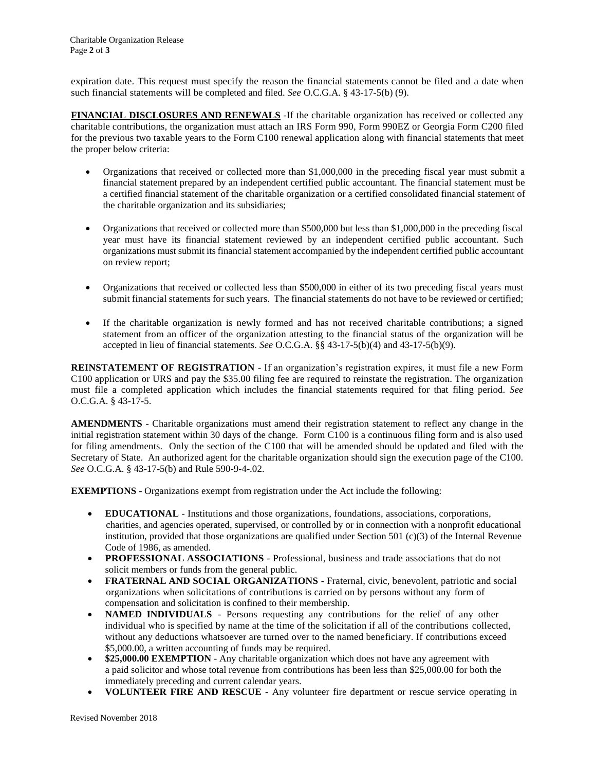expiration date. This request must specify the reason the financial statements cannot be filed and a date when such financial statements will be completed and filed. *See* O.C.G.A. § 43-17-5(b) (9).

**FINANCIAL DISCLOSURES AND RENEWALS** -If the charitable organization has received or collected any charitable contributions, the organization must attach an IRS Form 990, Form 990EZ or Georgia Form C200 filed for the previous two taxable years to the Form C100 renewal application along with financial statements that meet the proper below criteria:

- Organizations that received or collected more than $1,000,000 in the preceding fiscal year must submit a financial statement prepared by an independent certified public accountant. The financial statement must be a certified financial statement of the charitable organization or a certified consolidated financial statement of the charitable organization and its subsidiaries;

- Organizations that received or collected more than $500,000 but less than $1,000,000 in the preceding fiscal year must have its financial statement reviewed by an independent certified public accountant. Such organizations must submit its financial statement accompanied by the independent certified public accountant on review report;

- Organizations that received or collected less than $500,000 in either of its two preceding fiscal years must submit financial statements for such years. The financial statements do not have to be reviewed or certified;

- If the charitable organization is newly formed and has not received charitable contributions; a signed statement from an officer of the organization attesting to the financial status of the organization will be accepted in lieu of financial statements. *See* O.C.G.A. §§ 43-17-5(b)(4) and 43-17-5(b)(9).

**REINSTATEMENT OF REGISTRATION** - If an organization's registration expires, it must file a new Form C100 application or URS and pay the $35.00 filing fee are required to reinstate the registration. The organization must file a completed application which includes the financial statements required for that filing period. *See* O.C.G.A. § 43-17-5.

**AMENDMENTS** - Charitable organizations must amend their registration statement to reflect any change in the initial registration statement within 30 days of the change. Form C100 is a continuous filing form and is also used for filing amendments. Only the section of the C100 that will be amended should be updated and filed with the Secretary of State. An authorized agent for the charitable organization should sign the execution page of the C100. *See* O.C.G.A. § 43-17-5(b) and Rule 590-9-4-.02.

**EXEMPTIONS** - Organizations exempt from registration under the Act include the following:

- **EDUCATIONAL** - Institutions and those organizations, foundations, associations, corporations, charities, and agencies operated, supervised, or controlled by or in connection with a nonprofit educational institution, provided that those organizations are qualified under Section 501 (c)(3) of the Internal Revenue Code of 1986, as amended.
- **PROFESSIONAL ASSOCIATIONS** - Professional, business and trade associations that do not solicit members or funds from the general public.
- **FRATERNAL AND SOCIAL ORGANIZATIONS** - Fraternal, civic, benevolent, patriotic and social organizations when solicitations of contributions is carried on by persons without any form of compensation and solicitation is confined to their membership.
- **NAMED INDIVIDUALS** - Persons requesting any contributions for the relief of any other individual who is specified by name at the time of the solicitation if all of the contributions collected, without any deductions whatsoever are turned over to the named beneficiary. If contributions exceed $5,000.00, a written accounting of funds may be required.
- **$25,000.00 EXEMPTION** - Any charitable organization which does not have any agreement with a paid solicitor and whose total revenue from contributions has been less than $25,000.00 for both the immediately preceding and current calendar years.
- **VOLUNTEER FIRE AND RESCUE** - Any volunteer fire department or rescue service operating in

Revised November 2018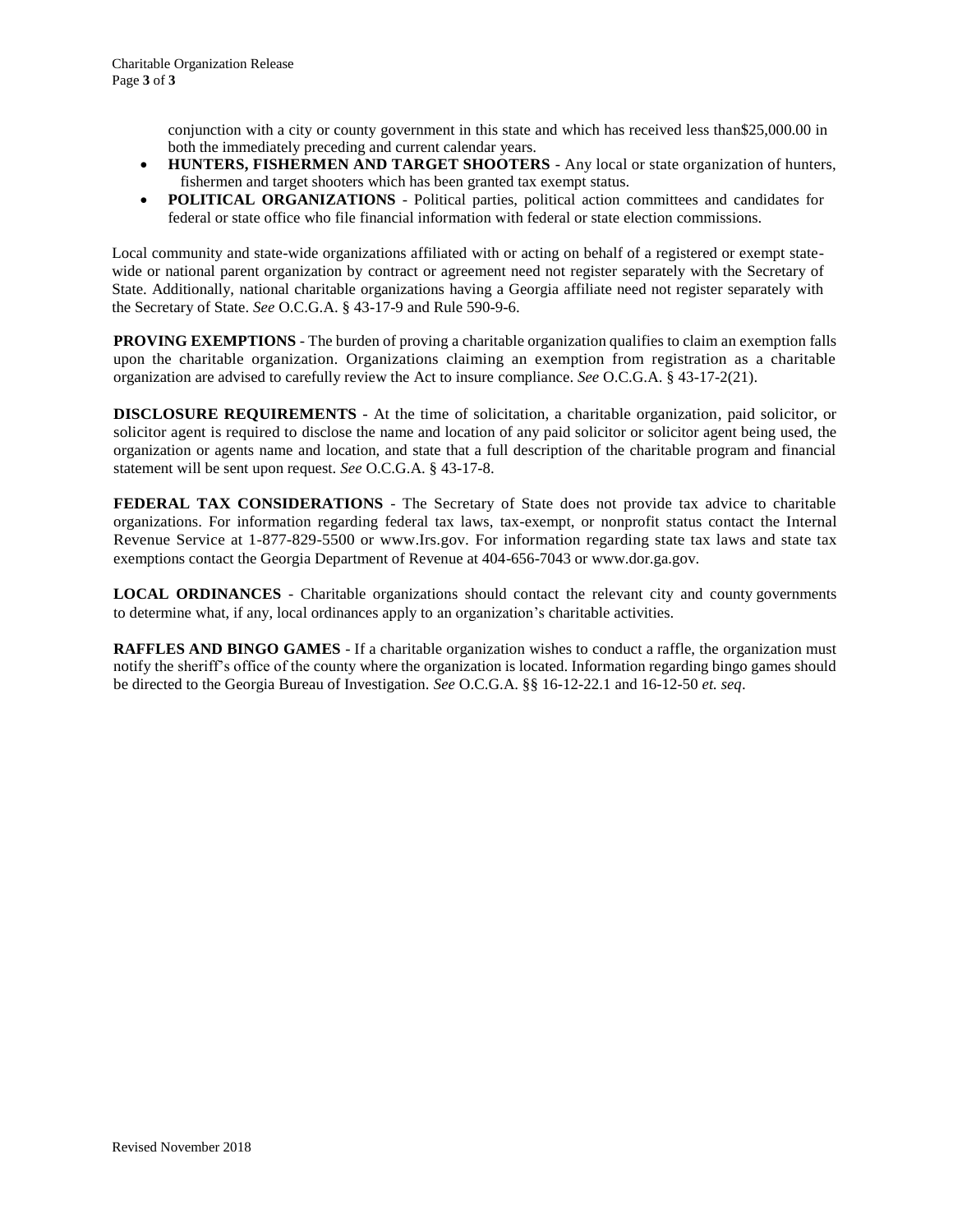conjunction with a city or county government in this state and which has received less than$25,000.00 in both the immediately preceding and current calendar years.

- **HUNTERS, FISHERMEN AND TARGET SHOOTERS** - Any local or state organization of hunters, fishermen and target shooters which has been granted tax exempt status.
- **POLITICAL ORGANIZATIONS** - Political parties, political action committees and candidates for federal or state office who file financial information with federal or state election commissions.

Local community and state-wide organizations affiliated with or acting on behalf of a registered or exempt state-wide or national parent organization by contract or agreement need not register separately with the Secretary of State. Additionally, national charitable organizations having a Georgia affiliate need not register separately with the Secretary of State. *See* O.C.G.A. § 43-17-9 and Rule 590-9-6.

**PROVING EXEMPTIONS** - The burden of proving a charitable organization qualifies to claim an exemption falls upon the charitable organization. Organizations claiming an exemption from registration as a charitable organization are advised to carefully review the Act to insure compliance. *See* O.C.G.A. § 43-17-2(21).

**DISCLOSURE REQUIREMENTS** - At the time of solicitation, a charitable organization, paid solicitor, or solicitor agent is required to disclose the name and location of any paid solicitor or solicitor agent being used, the organization or agents name and location, and state that a full description of the charitable program and financial statement will be sent upon request. *See* O.C.G.A. § 43-17-8.

**FEDERAL TAX CONSIDERATIONS** - The Secretary of State does not provide tax advice to charitable organizations. For information regarding federal tax laws, tax-exempt, or nonprofit status contact the Internal Revenue Service at 1-877-829-5500 or www.Irs.gov. For information regarding state tax laws and state tax exemptions contact the Georgia Department of Revenue at 404-656-7043 or www.dor.ga.gov.

**LOCAL ORDINANCES** - Charitable organizations should contact the relevant city and county governments to determine what, if any, local ordinances apply to an organization's charitable activities.

**RAFFLES AND BINGO GAMES** - If a charitable organization wishes to conduct a raffle, the organization must notify the sheriff's office of the county where the organization is located. Information regarding bingo games should be directed to the Georgia Bureau of Investigation. *See* O.C.G.A. §§ 16-12-22.1 and 16-12-50 *et. seq*.

Revised November 2018